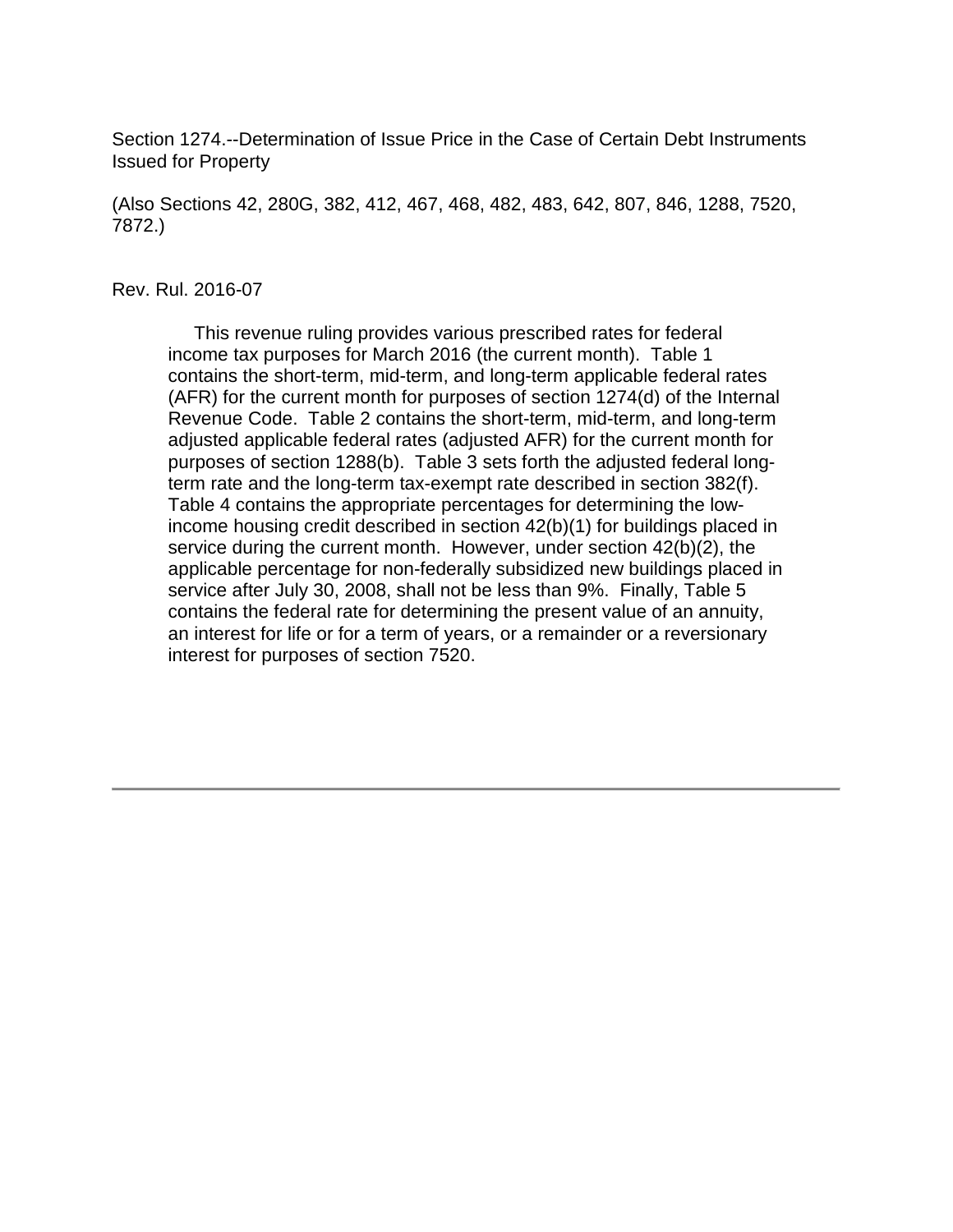Section 1274.--Determination of Issue Price in the Case of Certain Debt Instruments Issued for Property

(Also Sections 42, 280G, 382, 412, 467, 468, 482, 483, 642, 807, 846, 1288, 7520, 7872.)

Rev. Rul. 2016-07

This revenue ruling provides various prescribed rates for federal income tax purposes for March 2016 (the current month). Table 1 contains the short-term, mid-term, and long-term applicable federal rates (AFR) for the current month for purposes of section 1274(d) of the Internal Revenue Code. Table 2 contains the short-term, mid-term, and long-term adjusted applicable federal rates (adjusted AFR) for the current month for purposes of section 1288(b). Table 3 sets forth the adjusted federal long-term rate and the long-term tax-exempt rate described in section 382(f). Table 4 contains the appropriate percentages for determining the low-income housing credit described in section 42(b)(1) for buildings placed in service during the current month. However, under section 42(b)(2), the applicable percentage for non-federally subsidized new buildings placed in service after July 30, 2008, shall not be less than 9%. Finally, Table 5 contains the federal rate for determining the present value of an annuity, an interest for life or for a term of years, or a remainder or a reversionary interest for purposes of section 7520.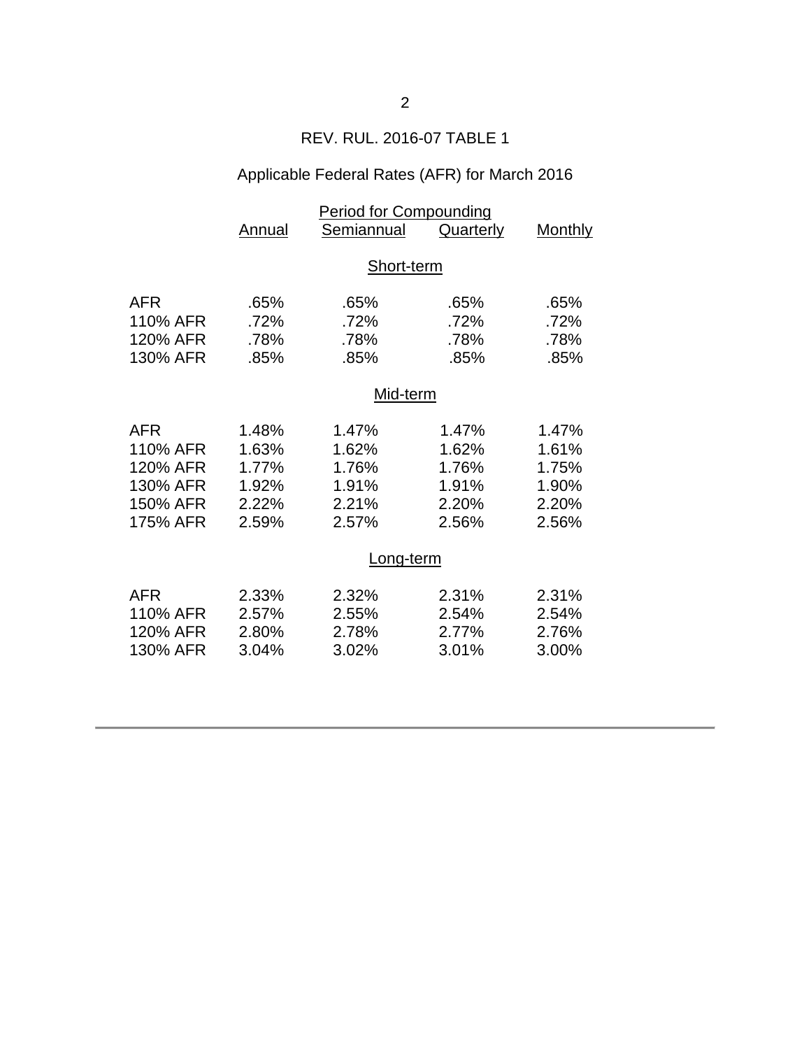REV. RUL. 2016-07 TABLE 1

Applicable Federal Rates (AFR) for March 2016

| | Period for Compounding | | | |
|---|---|---|---|---|
| | Annual | Semiannual | Quarterly | Monthly |
| | | **Short-term** | | |
| AFR | .65% | .65% | .65% | .65% |
| 110% AFR | .72% | .72% | .72% | .72% |
| 120% AFR | .78% | .78% | .78% | .78% |
| 130% AFR | .85% | .85% | .85% | .85% |
| | | **Mid-term** | | |
| AFR | 1.48% | 1.47% | 1.47% | 1.47% |
| 110% AFR | 1.63% | 1.62% | 1.62% | 1.61% |
| 120% AFR | 1.77% | 1.76% | 1.76% | 1.75% |
| 130% AFR | 1.92% | 1.91% | 1.91% | 1.90% |
| 150% AFR | 2.22% | 2.21% | 2.20% | 2.20% |
| 175% AFR | 2.59% | 2.57% | 2.56% | 2.56% |
| | | **Long-term** | | |
| AFR | 2.33% | 2.32% | 2.31% | 2.31% |
| 110% AFR | 2.57% | 2.55% | 2.54% | 2.54% |
| 120% AFR | 2.80% | 2.78% | 2.77% | 2.76% |
| 130% AFR | 3.04% | 3.02% | 3.01% | 3.00% |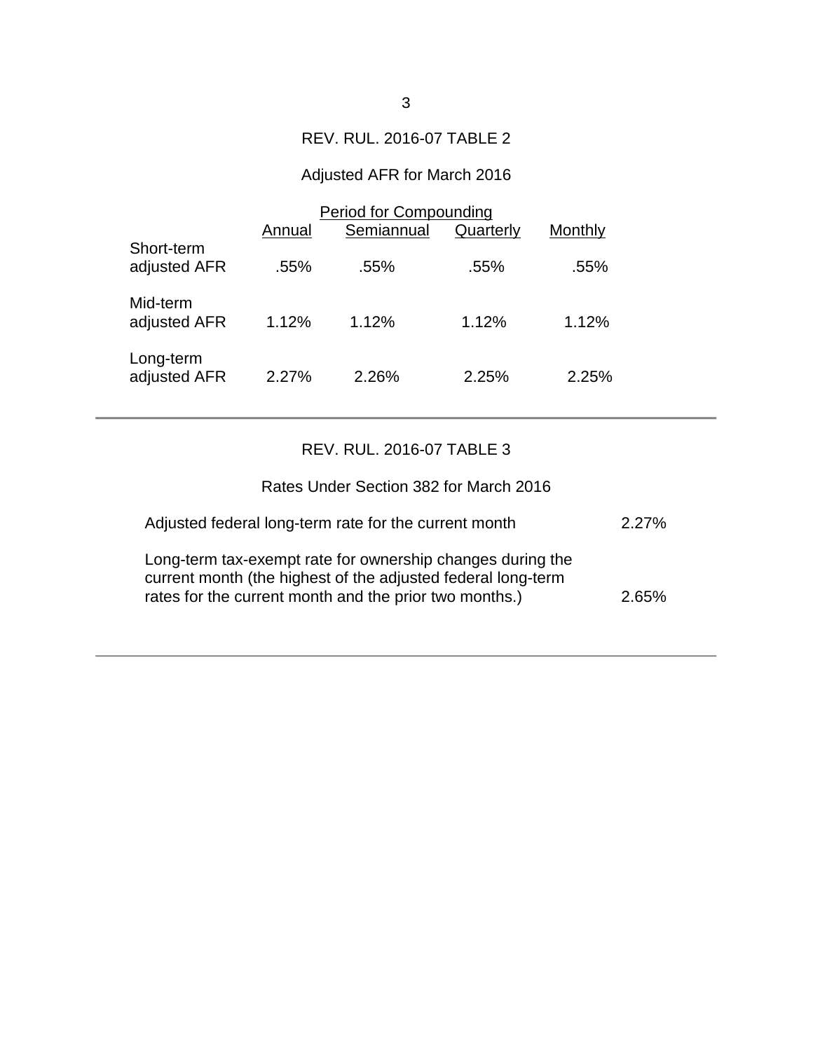REV. RUL. 2016-07 TABLE 2

Adjusted AFR for March 2016

| | Period for Compounding | | | |
|---|---|---|---|---|
| | Annual | Semiannual | Quarterly | Monthly |
| Short-term adjusted AFR | .55% | .55% | .55% | .55% |
| Mid-term adjusted AFR | 1.12% | 1.12% | 1.12% | 1.12% |
| Long-term adjusted AFR | 2.27% | 2.26% | 2.25% | 2.25% |

REV. RUL. 2016-07 TABLE 3

Rates Under Section 382 for March 2016

| | |
|---|---|
| Adjusted federal long-term rate for the current month | 2.27% |
| Long-term tax-exempt rate for ownership changes during the current month (the highest of the adjusted federal long-term rates for the current month and the prior two months.) | 2.65% |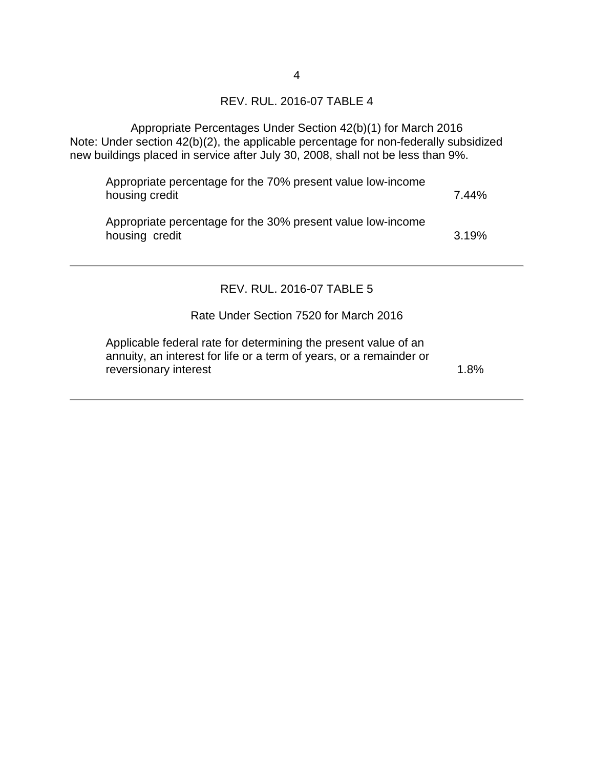## REV. RUL. 2016-07 TABLE 4

Appropriate Percentages Under Section 42(b)(1) for March 2016

Note: Under section 42(b)(2), the applicable percentage for non-federally subsidized new buildings placed in service after July 30, 2008, shall not be less than 9%.

| | |
|---|---|
| Appropriate percentage for the 70% present value low-income housing credit | 7.44% |
| Appropriate percentage for the 30% present value low-income housing credit | 3.19% |

---

## REV. RUL. 2016-07 TABLE 5

Rate Under Section 7520 for March 2016

| | |
|---|---|
| Applicable federal rate for determining the present value of an annuity, an interest for life or a term of years, or a remainder or reversionary interest | 1.8% |

---